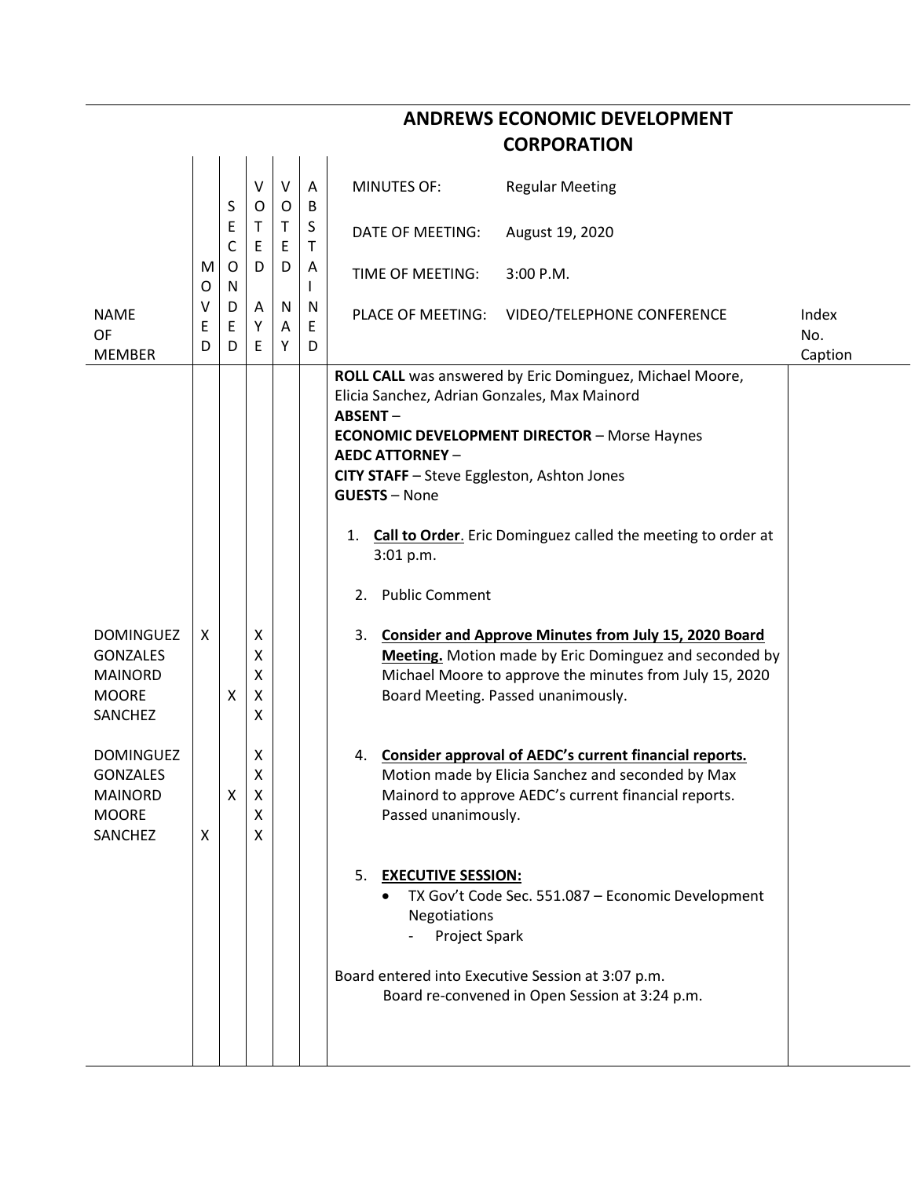# ANDREWS ECONOMIC DEVELOPMENT CORPORATION

| NAME OF MEMBER | MOVED | SECONDED | VOTED AYE | VOTED NAY | ABSTAINED | | Index No. Caption |
|---|---|---|---|---|---|---|---|
| | | | | | | MINUTES OF: Regular Meeting<br>DATE OF MEETING: August 19, 2020<br>TIME OF MEETING: 3:00 P.M.<br>PLACE OF MEETING: VIDEO/TELEPHONE CONFERENCE | |
| | | | | | | **ROLL CALL** was answered by Eric Dominguez, Michael Moore, Elicia Sanchez, Adrian Gonzales, Max Mainord<br>**ABSENT** –<br>**ECONOMIC DEVELOPMENT DIRECTOR** – Morse Haynes<br>**AEDC ATTORNEY** –<br>**CITY STAFF** – Steve Eggleston, Ashton Jones<br>**GUESTS** – None<br><br>1. **Call to Order**. Eric Dominguez called the meeting to order at 3:01 p.m.<br><br>2. Public Comment | |
| DOMINGUEZ | X | | X | | | 3. **Consider and Approve Minutes from July 15, 2020 Board Meeting.** Motion made by Eric Dominguez and seconded by Michael Moore to approve the minutes from July 15, 2020 Board Meeting. Passed unanimously. | |
| GONZALES | | | X | | | | |
| MAINORD | | | X | | | | |
| MOORE | | X | X | | | | |
| SANCHEZ | | | X | | | | |
| DOMINGUEZ | | | X | | | 4. **Consider approval of AEDC's current financial reports.** Motion made by Elicia Sanchez and seconded by Max Mainord to approve AEDC's current financial reports. Passed unanimously. | |
| GONZALES | | | X | | | | |
| MAINORD | | X | X | | | | |
| MOORE | | | X | | | | |
| SANCHEZ | X | | X | | | | |
| | | | | | | 5. **EXECUTIVE SESSION:**<br>• TX Gov't Code Sec. 551.087 – Economic Development Negotiations<br>- Project Spark<br><br>Board entered into Executive Session at 3:07 p.m.<br>Board re-convened in Open Session at 3:24 p.m. | |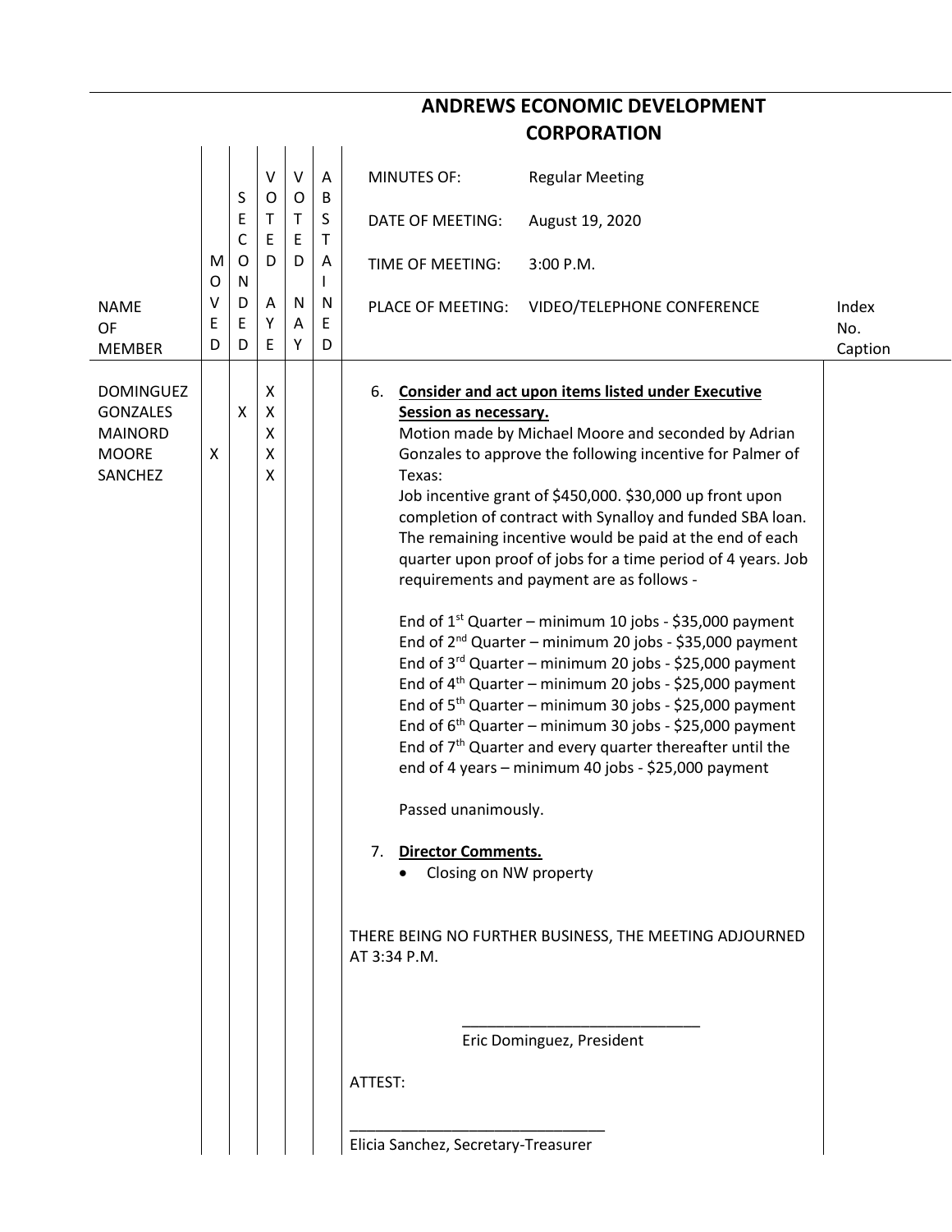# ANDREWS ECONOMIC DEVELOPMENT CORPORATION

MINUTES OF: Regular Meeting

DATE OF MEETING: August 19, 2020

TIME OF MEETING: 3:00 P.M.

PLACE OF MEETING: VIDEO/TELEPHONE CONFERENCE

| NAME OF MEMBER | MOVED | SECONDED | VOTED AYE | VOTED NAY | ABSTAINED |
|---|---|---|---|---|---|
| DOMINGUEZ | | | X | | |
| GONZALES | | X | X | | |
| MAINORD | | | X | | |
| MOORE | X | | X | | |
| SANCHEZ | | | X | | |

6. **Consider and act upon items listed under Executive Session as necessary.**

   Motion made by Michael Moore and seconded by Adrian Gonzales to approve the following incentive for Palmer of Texas:

   Job incentive grant of $450,000. $30,000 up front upon completion of contract with Synalloy and funded SBA loan. The remaining incentive would be paid at the end of each quarter upon proof of jobs for a time period of 4 years. Job requirements and payment are as follows -

   End of 1st Quarter – minimum 10 jobs - $35,000 payment
   End of 2nd Quarter – minimum 20 jobs - $35,000 payment
   End of 3rd Quarter – minimum 20 jobs - $25,000 payment
   End of 4th Quarter – minimum 20 jobs - $25,000 payment
   End of 5th Quarter – minimum 30 jobs - $25,000 payment
   End of 6th Quarter – minimum 30 jobs - $25,000 payment
   End of 7th Quarter and every quarter thereafter until the end of 4 years – minimum 40 jobs - $25,000 payment

   Passed unanimously.

7. **Director Comments.**
   - Closing on NW property

THERE BEING NO FURTHER BUSINESS, THE MEETING ADJOURNED AT 3:34 P.M.

_____________________________
Eric Dominguez, President

ATTEST:

_____________________________
Elicia Sanchez, Secretary-Treasurer